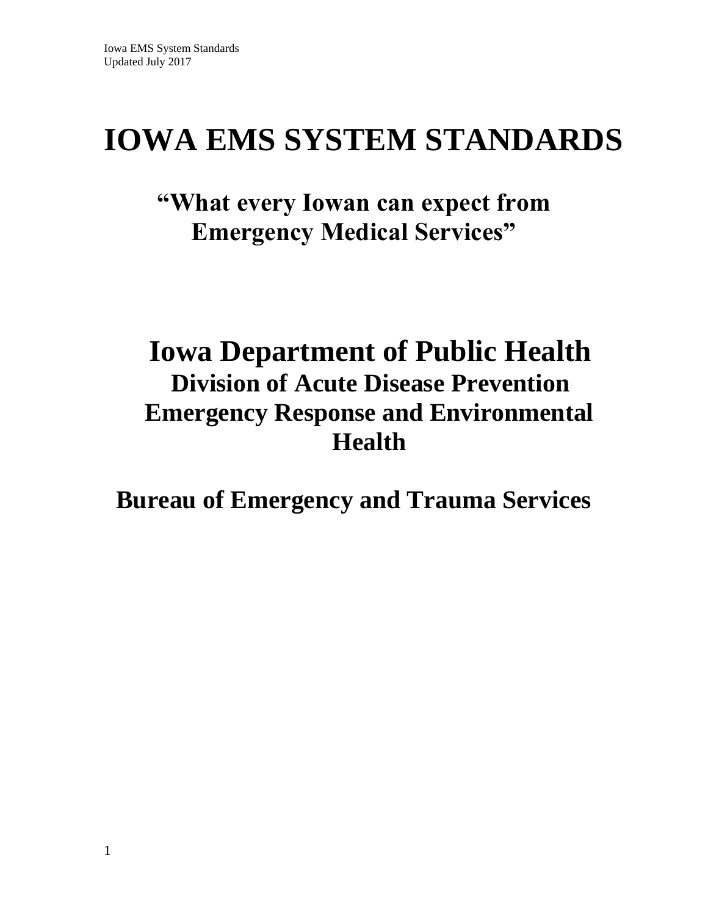# IOWA EMS SYSTEM STANDARDS

## "What every Iowan can expect from Emergency Medical Services"

## Iowa Department of Public Health

### Division of Acute Disease Prevention Emergency Response and Environmental Health

## Bureau of Emergency and Trauma Services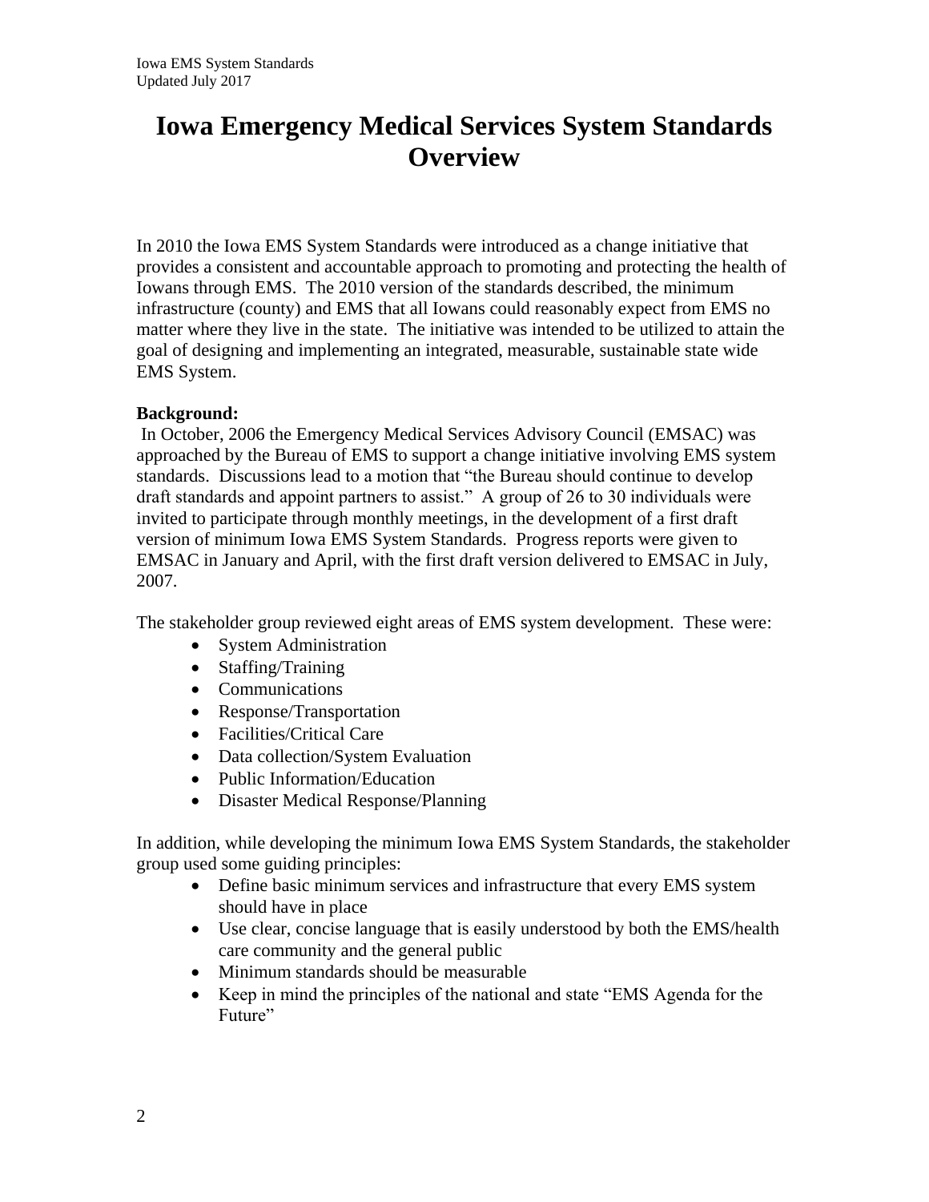# Iowa Emergency Medical Services System Standards Overview

In 2010 the Iowa EMS System Standards were introduced as a change initiative that provides a consistent and accountable approach to promoting and protecting the health of Iowans through EMS. The 2010 version of the standards described, the minimum infrastructure (county) and EMS that all Iowans could reasonably expect from EMS no matter where they live in the state. The initiative was intended to be utilized to attain the goal of designing and implementing an integrated, measurable, sustainable state wide EMS System.

**Background:**

In October, 2006 the Emergency Medical Services Advisory Council (EMSAC) was approached by the Bureau of EMS to support a change initiative involving EMS system standards. Discussions lead to a motion that "the Bureau should continue to develop draft standards and appoint partners to assist." A group of 26 to 30 individuals were invited to participate through monthly meetings, in the development of a first draft version of minimum Iowa EMS System Standards. Progress reports were given to EMSAC in January and April, with the first draft version delivered to EMSAC in July, 2007.

The stakeholder group reviewed eight areas of EMS system development. These were:

- System Administration
- Staffing/Training
- Communications
- Response/Transportation
- Facilities/Critical Care
- Data collection/System Evaluation
- Public Information/Education
- Disaster Medical Response/Planning

In addition, while developing the minimum Iowa EMS System Standards, the stakeholder group used some guiding principles:

- Define basic minimum services and infrastructure that every EMS system should have in place
- Use clear, concise language that is easily understood by both the EMS/health care community and the general public
- Minimum standards should be measurable
- Keep in mind the principles of the national and state "EMS Agenda for the Future"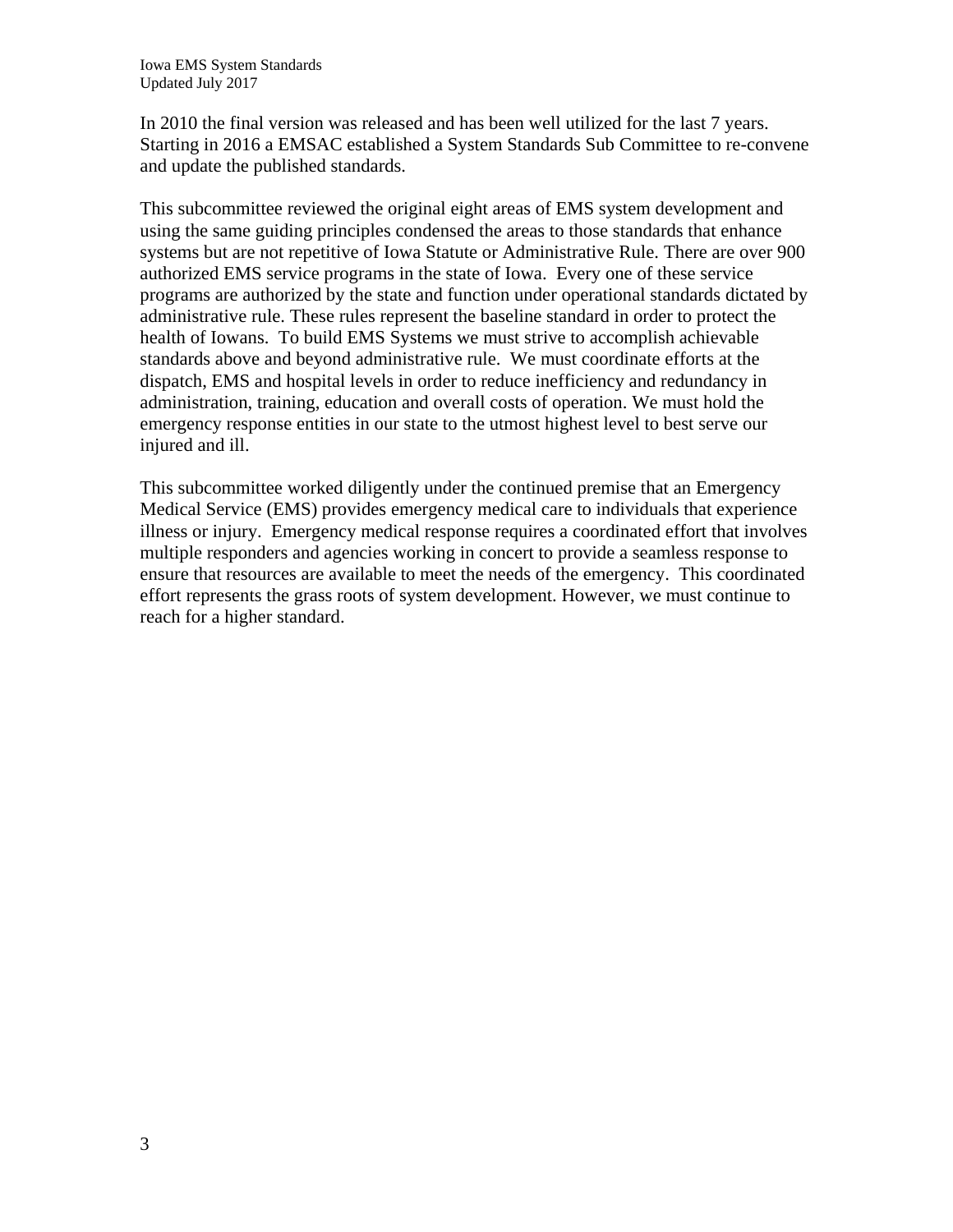In 2010 the final version was released and has been well utilized for the last 7 years. Starting in 2016 a EMSAC established a System Standards Sub Committee to re-convene and update the published standards.

This subcommittee reviewed the original eight areas of EMS system development and using the same guiding principles condensed the areas to those standards that enhance systems but are not repetitive of Iowa Statute or Administrative Rule. There are over 900 authorized EMS service programs in the state of Iowa. Every one of these service programs are authorized by the state and function under operational standards dictated by administrative rule. These rules represent the baseline standard in order to protect the health of Iowans. To build EMS Systems we must strive to accomplish achievable standards above and beyond administrative rule. We must coordinate efforts at the dispatch, EMS and hospital levels in order to reduce inefficiency and redundancy in administration, training, education and overall costs of operation. We must hold the emergency response entities in our state to the utmost highest level to best serve our injured and ill.

This subcommittee worked diligently under the continued premise that an Emergency Medical Service (EMS) provides emergency medical care to individuals that experience illness or injury. Emergency medical response requires a coordinated effort that involves multiple responders and agencies working in concert to provide a seamless response to ensure that resources are available to meet the needs of the emergency. This coordinated effort represents the grass roots of system development. However, we must continue to reach for a higher standard.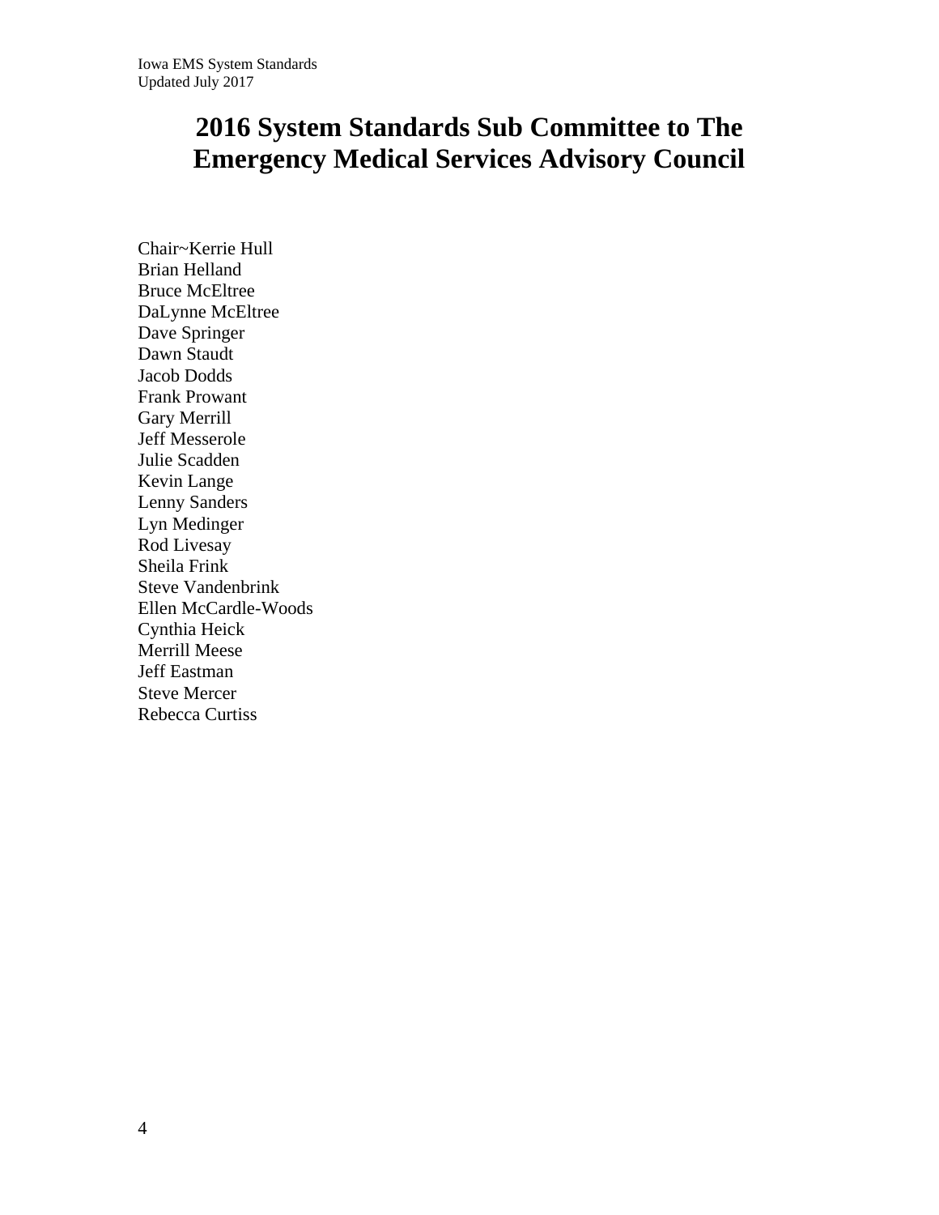# 2016 System Standards Sub Committee to The Emergency Medical Services Advisory Council

Chair~Kerrie Hull
Brian Helland
Bruce McEltree
DaLynne McEltree
Dave Springer
Dawn Staudt
Jacob Dodds
Frank Prowant
Gary Merrill
Jeff Messerole
Julie Scadden
Kevin Lange
Lenny Sanders
Lyn Medinger
Rod Livesay
Sheila Frink
Steve Vandenbrink
Ellen McCardle-Woods
Cynthia Heick
Merrill Meese
Jeff Eastman
Steve Mercer
Rebecca Curtiss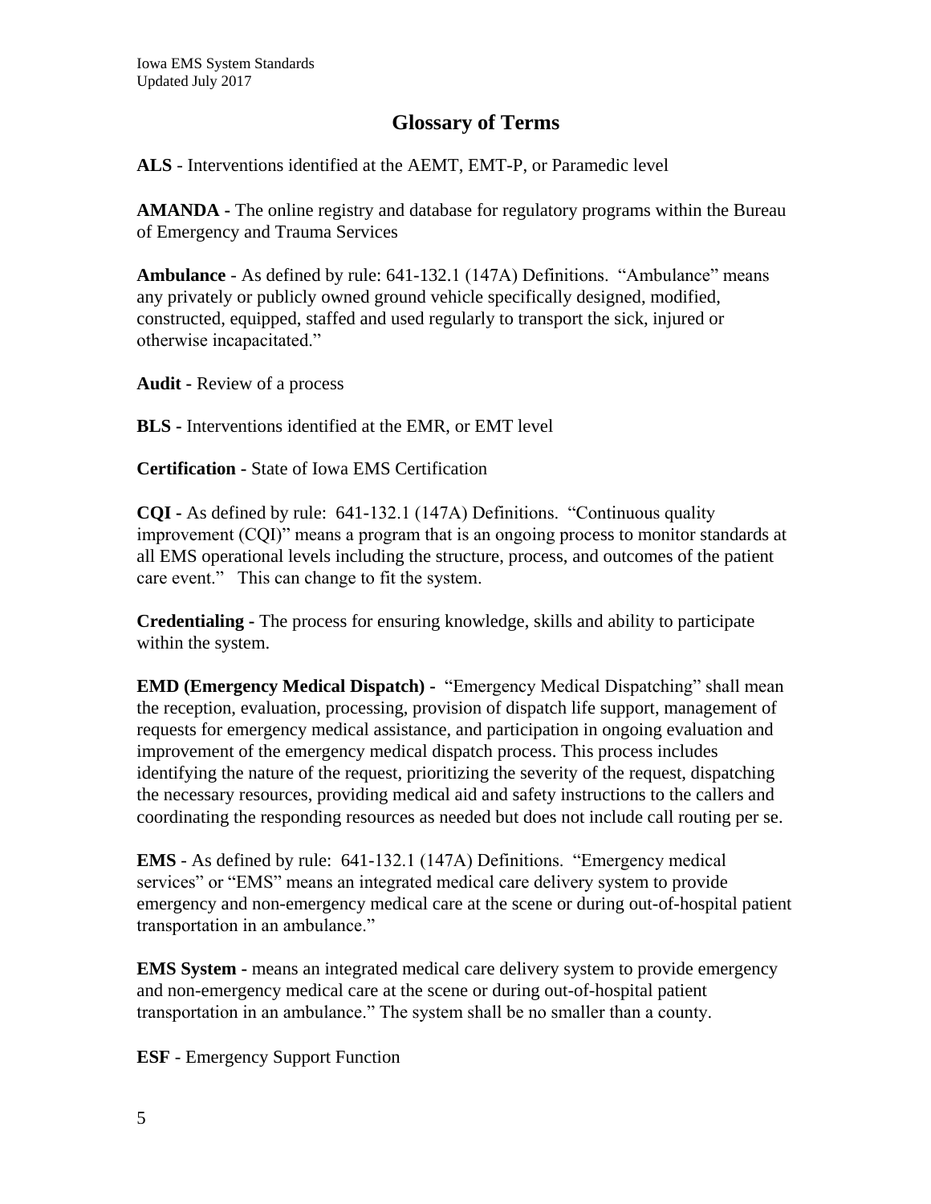# Glossary of Terms

**ALS** - Interventions identified at the AEMT, EMT-P, or Paramedic level

**AMANDA** - The online registry and database for regulatory programs within the Bureau of Emergency and Trauma Services

**Ambulance** - As defined by rule: 641-132.1 (147A) Definitions. "Ambulance" means any privately or publicly owned ground vehicle specifically designed, modified, constructed, equipped, staffed and used regularly to transport the sick, injured or otherwise incapacitated."

**Audit** - Review of a process

**BLS** - Interventions identified at the EMR, or EMT level

**Certification** - State of Iowa EMS Certification

**CQI** - As defined by rule: 641-132.1 (147A) Definitions. "Continuous quality improvement (CQI)" means a program that is an ongoing process to monitor standards at all EMS operational levels including the structure, process, and outcomes of the patient care event." This can change to fit the system.

**Credentialing** - The process for ensuring knowledge, skills and ability to participate within the system.

**EMD (Emergency Medical Dispatch)** - "Emergency Medical Dispatching" shall mean the reception, evaluation, processing, provision of dispatch life support, management of requests for emergency medical assistance, and participation in ongoing evaluation and improvement of the emergency medical dispatch process. This process includes identifying the nature of the request, prioritizing the severity of the request, dispatching the necessary resources, providing medical aid and safety instructions to the callers and coordinating the responding resources as needed but does not include call routing per se.

**EMS** - As defined by rule: 641-132.1 (147A) Definitions. "Emergency medical services" or "EMS" means an integrated medical care delivery system to provide emergency and non-emergency medical care at the scene or during out-of-hospital patient transportation in an ambulance."

**EMS System** - means an integrated medical care delivery system to provide emergency and non-emergency medical care at the scene or during out-of-hospital patient transportation in an ambulance." The system shall be no smaller than a county.

**ESF** - Emergency Support Function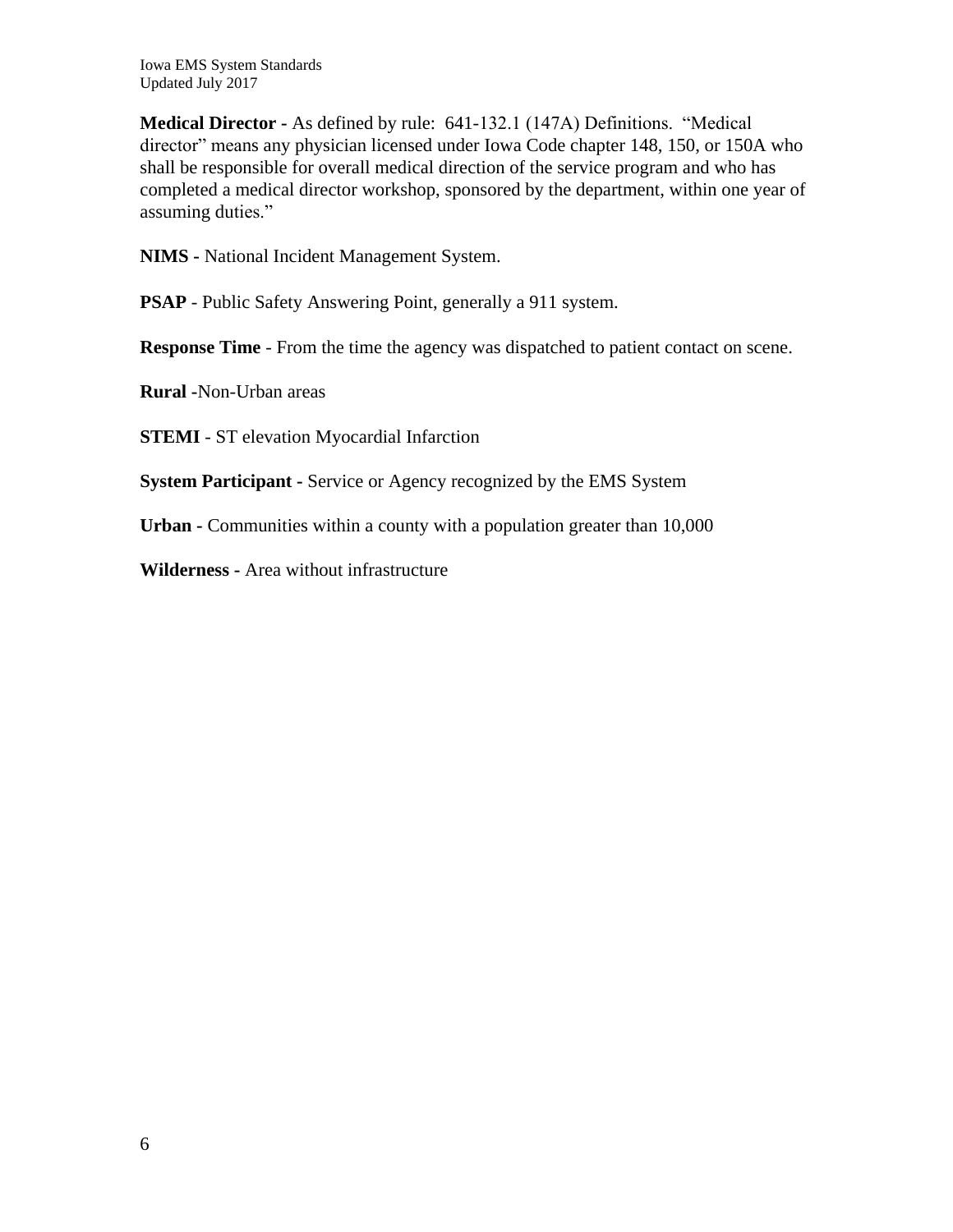**Medical Director -** As defined by rule: 641-132.1 (147A) Definitions. "Medical director" means any physician licensed under Iowa Code chapter 148, 150, or 150A who shall be responsible for overall medical direction of the service program and who has completed a medical director workshop, sponsored by the department, within one year of assuming duties."

**NIMS -** National Incident Management System.

**PSAP** - Public Safety Answering Point, generally a 911 system.

**Response Time** - From the time the agency was dispatched to patient contact on scene.

**Rural** -Non-Urban areas

**STEMI** - ST elevation Myocardial Infarction

**System Participant -** Service or Agency recognized by the EMS System

**Urban -** Communities within a county with a population greater than 10,000

**Wilderness -** Area without infrastructure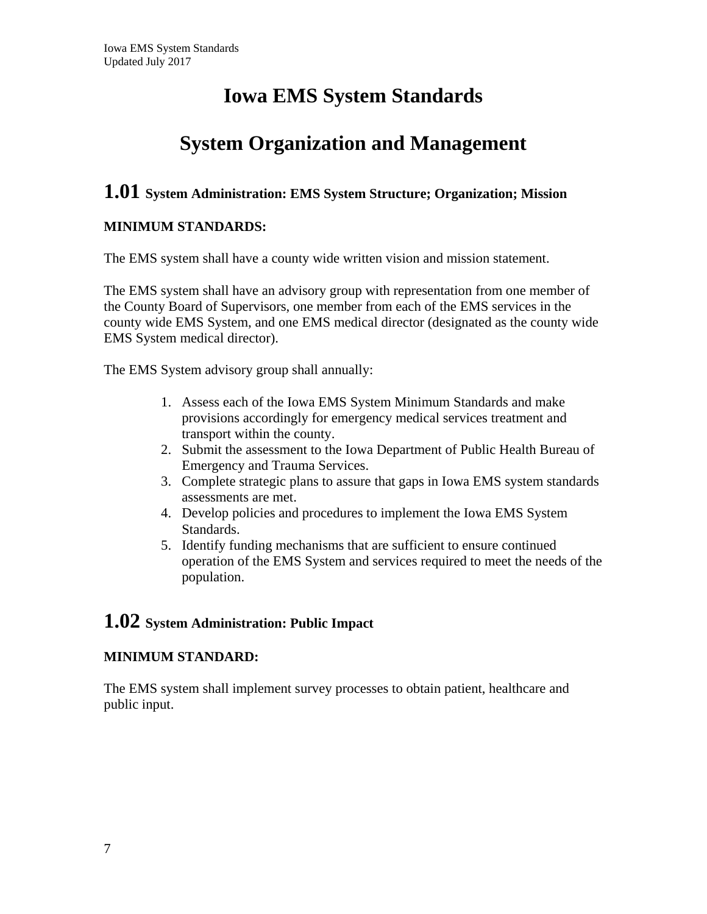# Iowa EMS System Standards

# System Organization and Management

## 1.01 System Administration: EMS System Structure; Organization; Mission

**MINIMUM STANDARDS:**

The EMS system shall have a county wide written vision and mission statement.

The EMS system shall have an advisory group with representation from one member of the County Board of Supervisors, one member from each of the EMS services in the county wide EMS System, and one EMS medical director (designated as the county wide EMS System medical director).

The EMS System advisory group shall annually:

1. Assess each of the Iowa EMS System Minimum Standards and make provisions accordingly for emergency medical services treatment and transport within the county.
2. Submit the assessment to the Iowa Department of Public Health Bureau of Emergency and Trauma Services.
3. Complete strategic plans to assure that gaps in Iowa EMS system standards assessments are met.
4. Develop policies and procedures to implement the Iowa EMS System Standards.
5. Identify funding mechanisms that are sufficient to ensure continued operation of the EMS System and services required to meet the needs of the population.

## 1.02 System Administration: Public Impact

**MINIMUM STANDARD:**

The EMS system shall implement survey processes to obtain patient, healthcare and public input.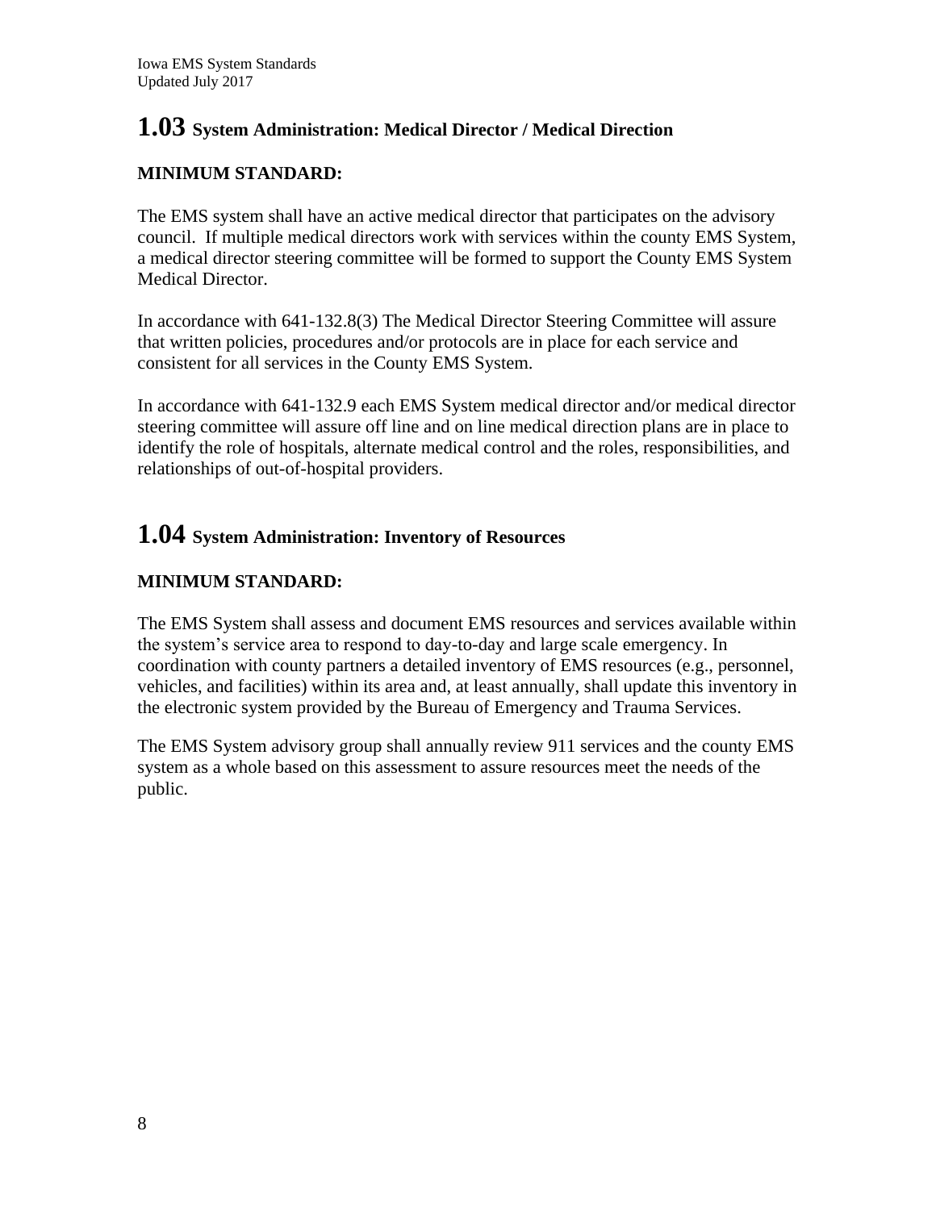## 1.03 System Administration: Medical Director / Medical Direction

**MINIMUM STANDARD:**

The EMS system shall have an active medical director that participates on the advisory council. If multiple medical directors work with services within the county EMS System, a medical director steering committee will be formed to support the County EMS System Medical Director.

In accordance with 641-132.8(3) The Medical Director Steering Committee will assure that written policies, procedures and/or protocols are in place for each service and consistent for all services in the County EMS System.

In accordance with 641-132.9 each EMS System medical director and/or medical director steering committee will assure off line and on line medical direction plans are in place to identify the role of hospitals, alternate medical control and the roles, responsibilities, and relationships of out-of-hospital providers.

## 1.04 System Administration: Inventory of Resources

**MINIMUM STANDARD:**

The EMS System shall assess and document EMS resources and services available within the system's service area to respond to day-to-day and large scale emergency. In coordination with county partners a detailed inventory of EMS resources (e.g., personnel, vehicles, and facilities) within its area and, at least annually, shall update this inventory in the electronic system provided by the Bureau of Emergency and Trauma Services.

The EMS System advisory group shall annually review 911 services and the county EMS system as a whole based on this assessment to assure resources meet the needs of the public.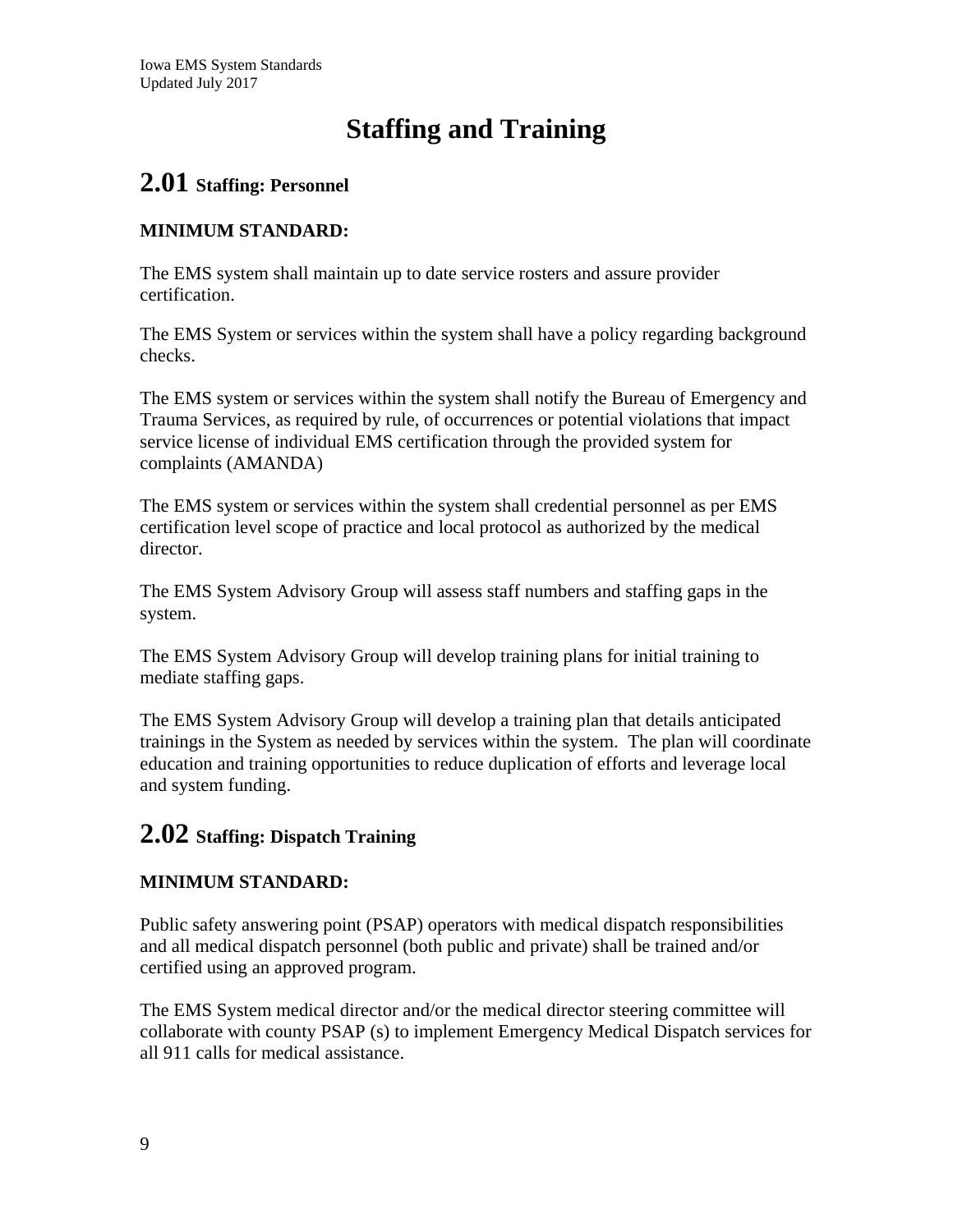# Staffing and Training

## 2.01 Staffing: Personnel

**MINIMUM STANDARD:**

The EMS system shall maintain up to date service rosters and assure provider certification.

The EMS System or services within the system shall have a policy regarding background checks.

The EMS system or services within the system shall notify the Bureau of Emergency and Trauma Services, as required by rule, of occurrences or potential violations that impact service license of individual EMS certification through the provided system for complaints (AMANDA)

The EMS system or services within the system shall credential personnel as per EMS certification level scope of practice and local protocol as authorized by the medical director.

The EMS System Advisory Group will assess staff numbers and staffing gaps in the system.

The EMS System Advisory Group will develop training plans for initial training to mediate staffing gaps.

The EMS System Advisory Group will develop a training plan that details anticipated trainings in the System as needed by services within the system. The plan will coordinate education and training opportunities to reduce duplication of efforts and leverage local and system funding.

## 2.02 Staffing: Dispatch Training

**MINIMUM STANDARD:**

Public safety answering point (PSAP) operators with medical dispatch responsibilities and all medical dispatch personnel (both public and private) shall be trained and/or certified using an approved program.

The EMS System medical director and/or the medical director steering committee will collaborate with county PSAP (s) to implement Emergency Medical Dispatch services for all 911 calls for medical assistance.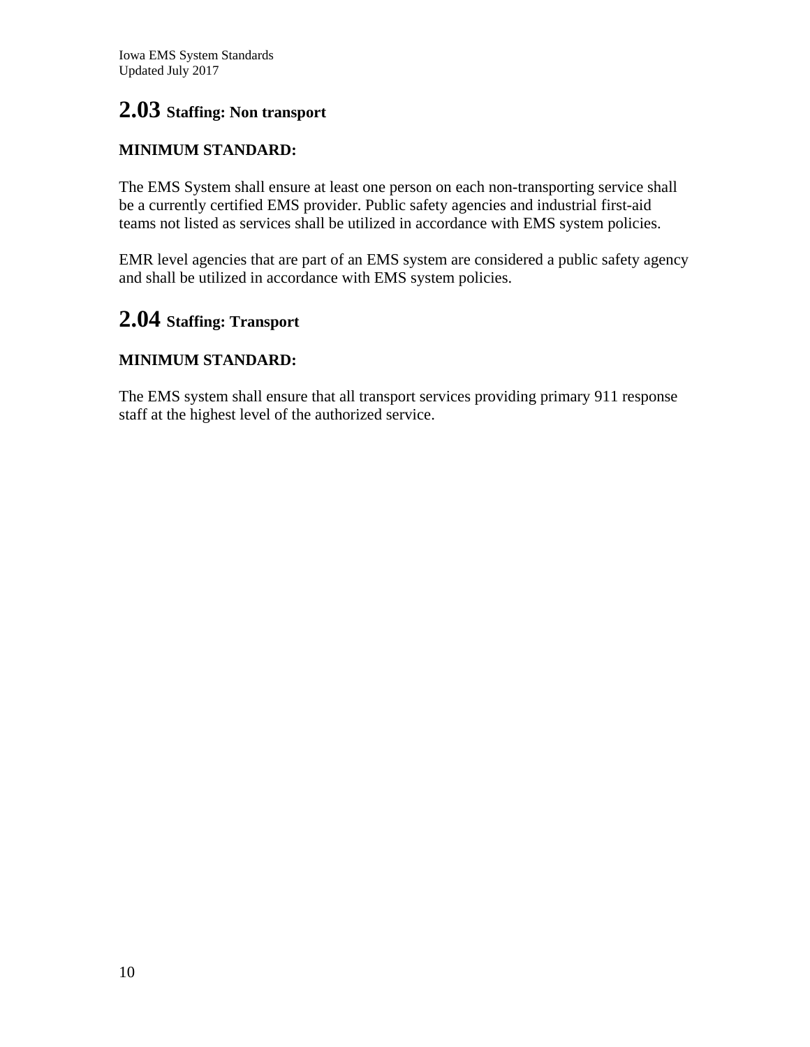## 2.03 Staffing: Non transport

**MINIMUM STANDARD:**

The EMS System shall ensure at least one person on each non-transporting service shall be a currently certified EMS provider. Public safety agencies and industrial first-aid teams not listed as services shall be utilized in accordance with EMS system policies.

EMR level agencies that are part of an EMS system are considered a public safety agency and shall be utilized in accordance with EMS system policies.

## 2.04 Staffing: Transport

**MINIMUM STANDARD:**

The EMS system shall ensure that all transport services providing primary 911 response staff at the highest level of the authorized service.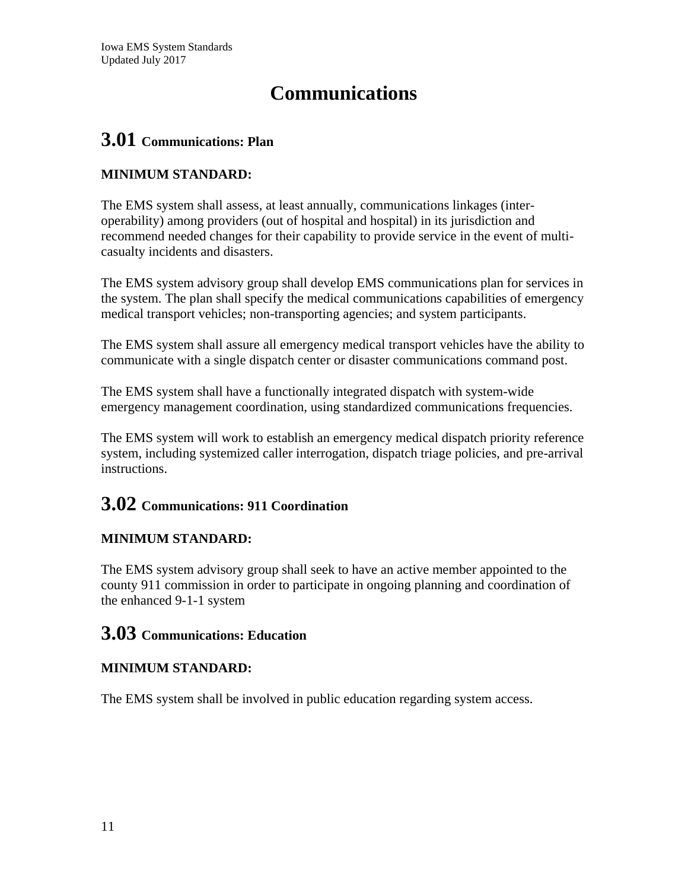# Communications

## 3.01 Communications: Plan

**MINIMUM STANDARD:**

The EMS system shall assess, at least annually, communications linkages (inter-operability) among providers (out of hospital and hospital) in its jurisdiction and recommend needed changes for their capability to provide service in the event of multi-casualty incidents and disasters.

The EMS system advisory group shall develop EMS communications plan for services in the system. The plan shall specify the medical communications capabilities of emergency medical transport vehicles; non-transporting agencies; and system participants.

The EMS system shall assure all emergency medical transport vehicles have the ability to communicate with a single dispatch center or disaster communications command post.

The EMS system shall have a functionally integrated dispatch with system-wide emergency management coordination, using standardized communications frequencies.

The EMS system will work to establish an emergency medical dispatch priority reference system, including systemized caller interrogation, dispatch triage policies, and pre-arrival instructions.

## 3.02 Communications: 911 Coordination

**MINIMUM STANDARD:**

The EMS system advisory group shall seek to have an active member appointed to the county 911 commission in order to participate in ongoing planning and coordination of the enhanced 9-1-1 system

## 3.03 Communications: Education

**MINIMUM STANDARD:**

The EMS system shall be involved in public education regarding system access.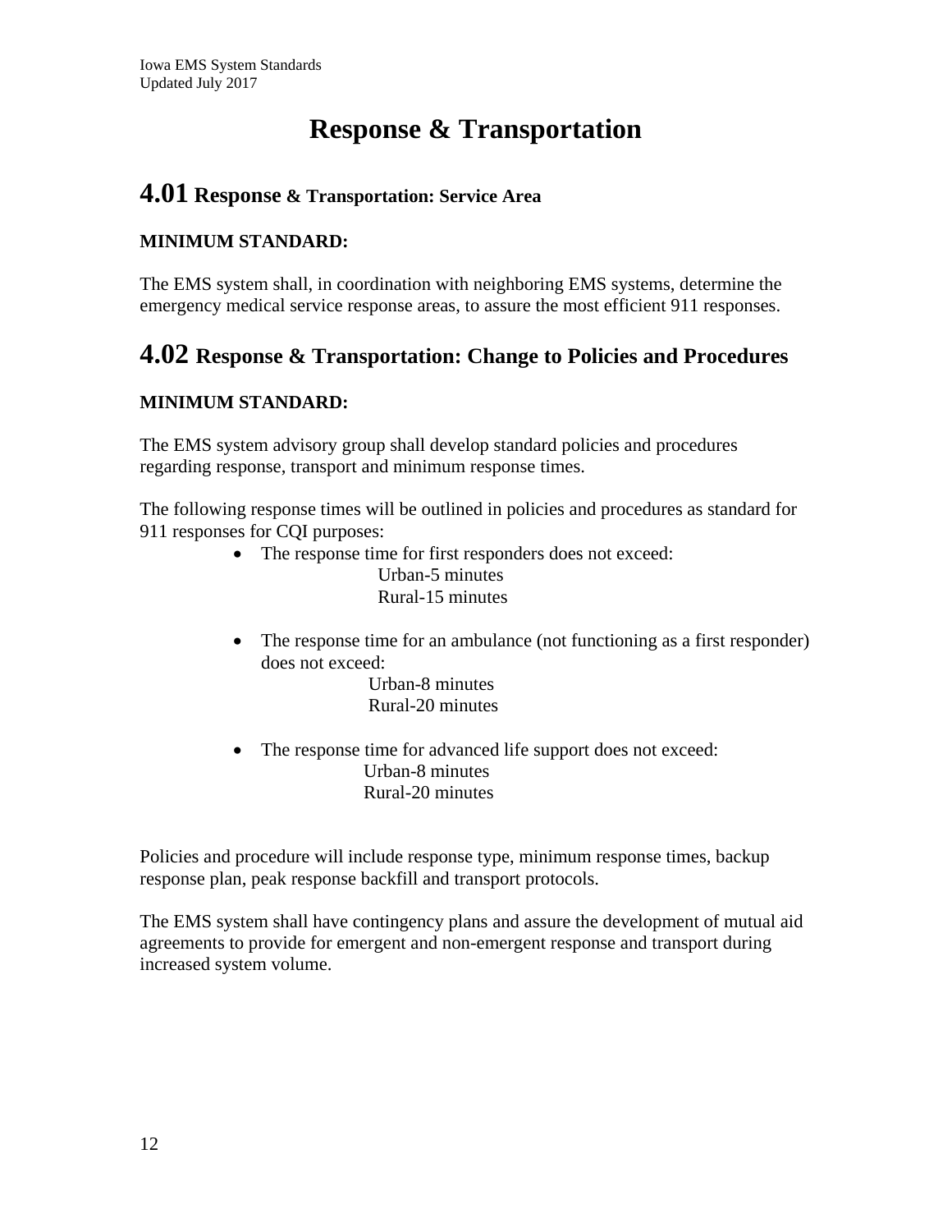# Response & Transportation

## 4.01 Response & Transportation: Service Area

**MINIMUM STANDARD:**

The EMS system shall, in coordination with neighboring EMS systems, determine the emergency medical service response areas, to assure the most efficient 911 responses.

## 4.02 Response & Transportation: Change to Policies and Procedures

**MINIMUM STANDARD:**

The EMS system advisory group shall develop standard policies and procedures regarding response, transport and minimum response times.

The following response times will be outlined in policies and procedures as standard for 911 responses for CQI purposes:

- The response time for first responders does not exceed:
  Urban-5 minutes
  Rural-15 minutes

- The response time for an ambulance (not functioning as a first responder) does not exceed:
  Urban-8 minutes
  Rural-20 minutes

- The response time for advanced life support does not exceed:
  Urban-8 minutes
  Rural-20 minutes

Policies and procedure will include response type, minimum response times, backup response plan, peak response backfill and transport protocols.

The EMS system shall have contingency plans and assure the development of mutual aid agreements to provide for emergent and non-emergent response and transport during increased system volume.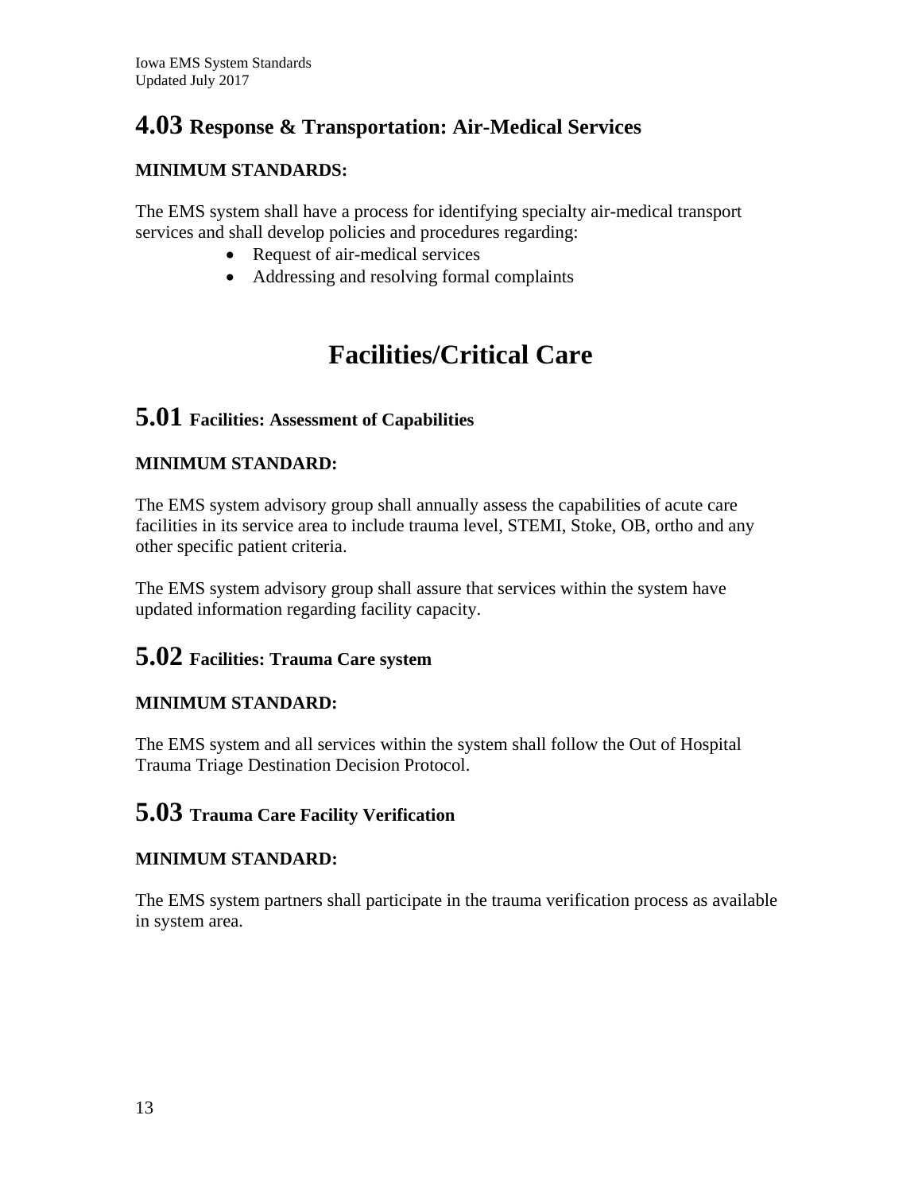## 4.03 Response & Transportation: Air-Medical Services

**MINIMUM STANDARDS:**

The EMS system shall have a process for identifying specialty air-medical transport services and shall develop policies and procedures regarding:

- Request of air-medical services
- Addressing and resolving formal complaints

# Facilities/Critical Care

## 5.01 Facilities: Assessment of Capabilities

**MINIMUM STANDARD:**

The EMS system advisory group shall annually assess the capabilities of acute care facilities in its service area to include trauma level, STEMI, Stoke, OB, ortho and any other specific patient criteria.

The EMS system advisory group shall assure that services within the system have updated information regarding facility capacity.

## 5.02 Facilities: Trauma Care system

**MINIMUM STANDARD:**

The EMS system and all services within the system shall follow the Out of Hospital Trauma Triage Destination Decision Protocol.

## 5.03 Trauma Care Facility Verification

**MINIMUM STANDARD:**

The EMS system partners shall participate in the trauma verification process as available in system area.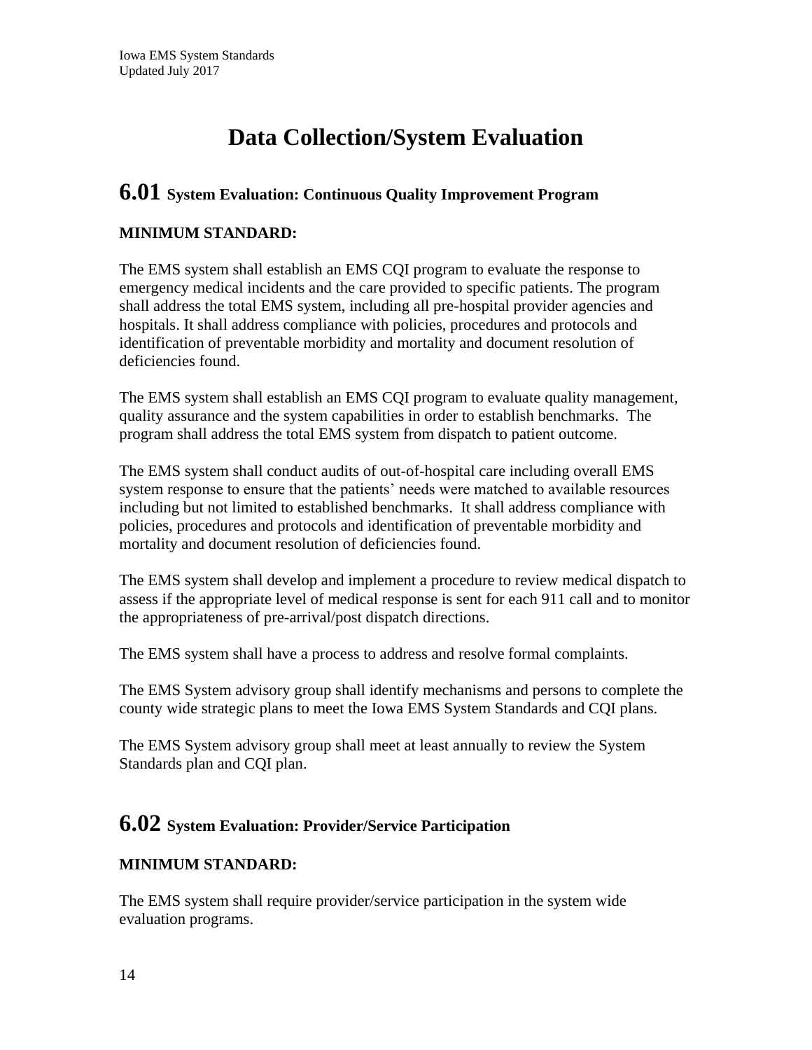# Data Collection/System Evaluation

## 6.01 System Evaluation: Continuous Quality Improvement Program

**MINIMUM STANDARD:**

The EMS system shall establish an EMS CQI program to evaluate the response to emergency medical incidents and the care provided to specific patients. The program shall address the total EMS system, including all pre-hospital provider agencies and hospitals. It shall address compliance with policies, procedures and protocols and identification of preventable morbidity and mortality and document resolution of deficiencies found.

The EMS system shall establish an EMS CQI program to evaluate quality management, quality assurance and the system capabilities in order to establish benchmarks. The program shall address the total EMS system from dispatch to patient outcome.

The EMS system shall conduct audits of out-of-hospital care including overall EMS system response to ensure that the patients' needs were matched to available resources including but not limited to established benchmarks. It shall address compliance with policies, procedures and protocols and identification of preventable morbidity and mortality and document resolution of deficiencies found.

The EMS system shall develop and implement a procedure to review medical dispatch to assess if the appropriate level of medical response is sent for each 911 call and to monitor the appropriateness of pre-arrival/post dispatch directions.

The EMS system shall have a process to address and resolve formal complaints.

The EMS System advisory group shall identify mechanisms and persons to complete the county wide strategic plans to meet the Iowa EMS System Standards and CQI plans.

The EMS System advisory group shall meet at least annually to review the System Standards plan and CQI plan.

## 6.02 System Evaluation: Provider/Service Participation

**MINIMUM STANDARD:**

The EMS system shall require provider/service participation in the system wide evaluation programs.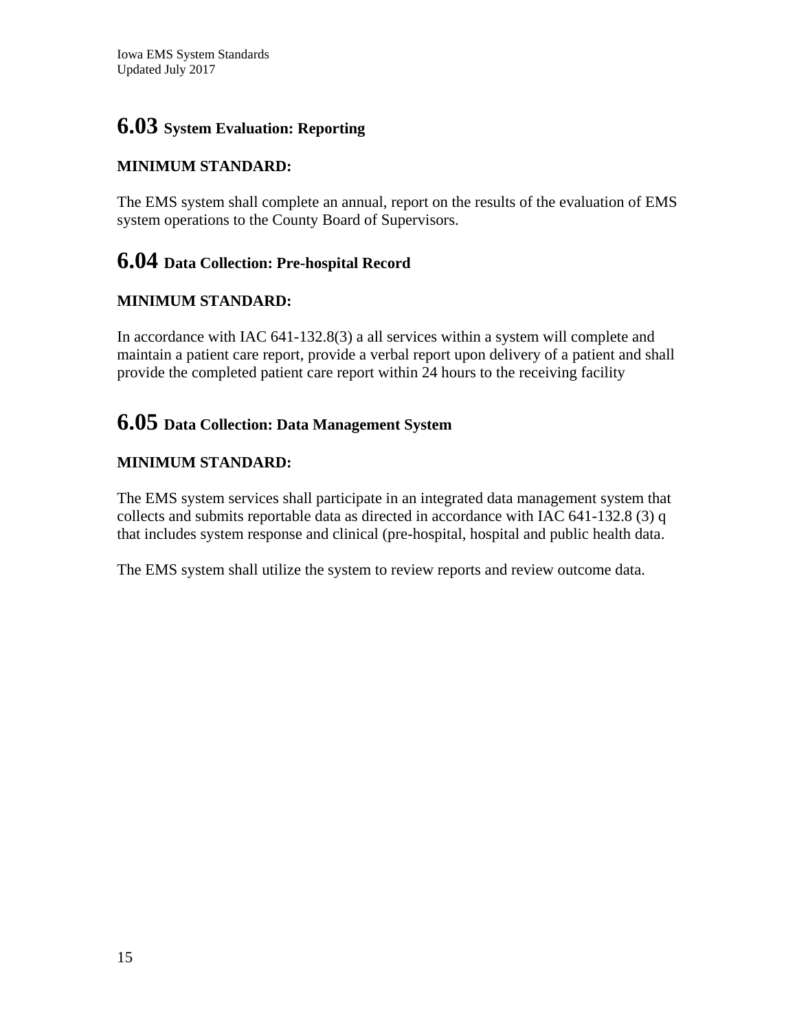## 6.03 System Evaluation: Reporting

**MINIMUM STANDARD:**

The EMS system shall complete an annual, report on the results of the evaluation of EMS system operations to the County Board of Supervisors.

## 6.04 Data Collection: Pre-hospital Record

**MINIMUM STANDARD:**

In accordance with IAC 641-132.8(3) a all services within a system will complete and maintain a patient care report, provide a verbal report upon delivery of a patient and shall provide the completed patient care report within 24 hours to the receiving facility

## 6.05 Data Collection: Data Management System

**MINIMUM STANDARD:**

The EMS system services shall participate in an integrated data management system that collects and submits reportable data as directed in accordance with IAC 641-132.8 (3) q that includes system response and clinical (pre-hospital, hospital and public health data.

The EMS system shall utilize the system to review reports and review outcome data.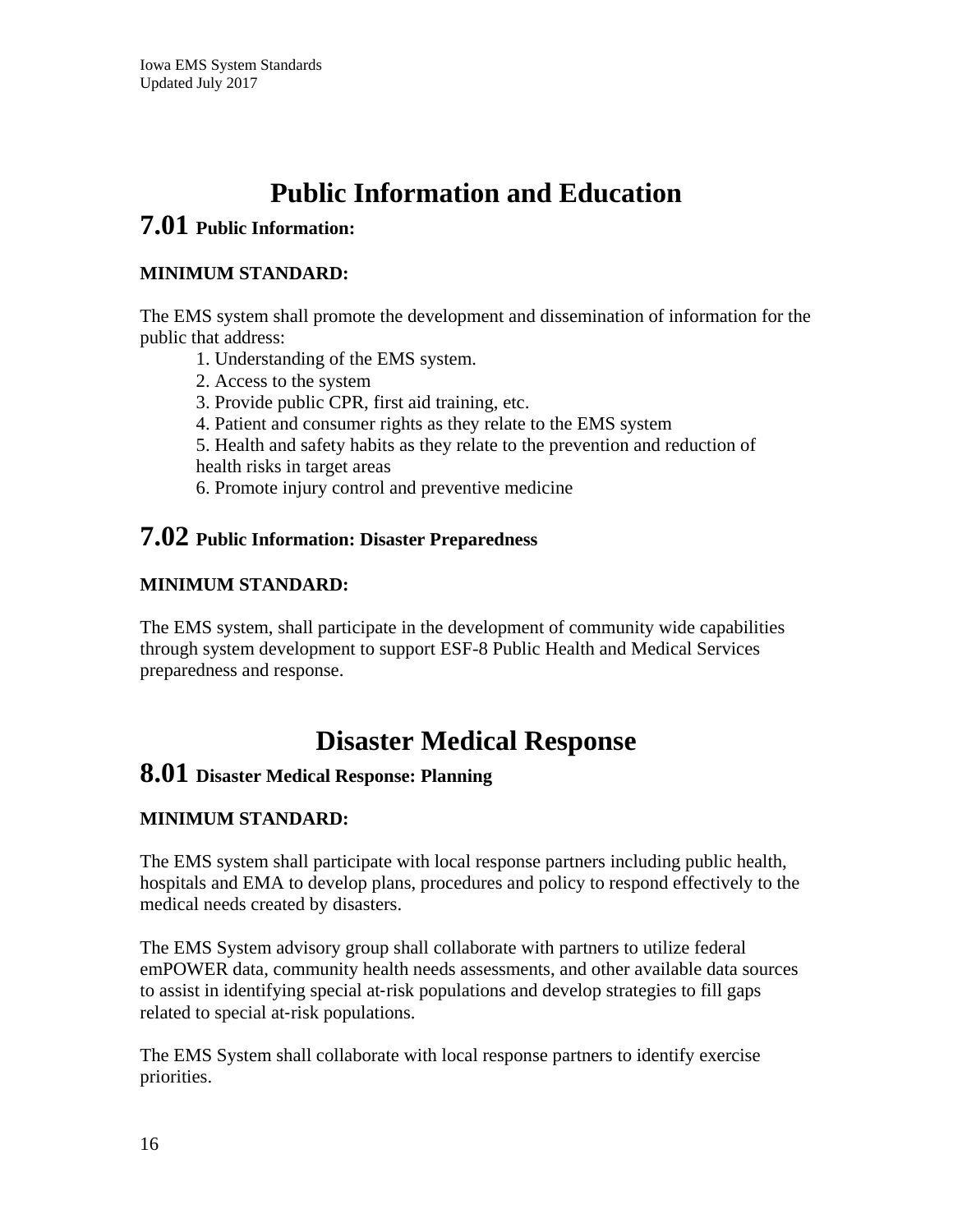# Public Information and Education

## 7.01 Public Information:

**MINIMUM STANDARD:**

The EMS system shall promote the development and dissemination of information for the public that address:

1. Understanding of the EMS system.
2. Access to the system
3. Provide public CPR, first aid training, etc.
4. Patient and consumer rights as they relate to the EMS system
5. Health and safety habits as they relate to the prevention and reduction of health risks in target areas
6. Promote injury control and preventive medicine

## 7.02 Public Information: Disaster Preparedness

**MINIMUM STANDARD:**

The EMS system, shall participate in the development of community wide capabilities through system development to support ESF-8 Public Health and Medical Services preparedness and response.

# Disaster Medical Response

## 8.01 Disaster Medical Response: Planning

**MINIMUM STANDARD:**

The EMS system shall participate with local response partners including public health, hospitals and EMA to develop plans, procedures and policy to respond effectively to the medical needs created by disasters.

The EMS System advisory group shall collaborate with partners to utilize federal emPOWER data, community health needs assessments, and other available data sources to assist in identifying special at-risk populations and develop strategies to fill gaps related to special at-risk populations.

The EMS System shall collaborate with local response partners to identify exercise priorities.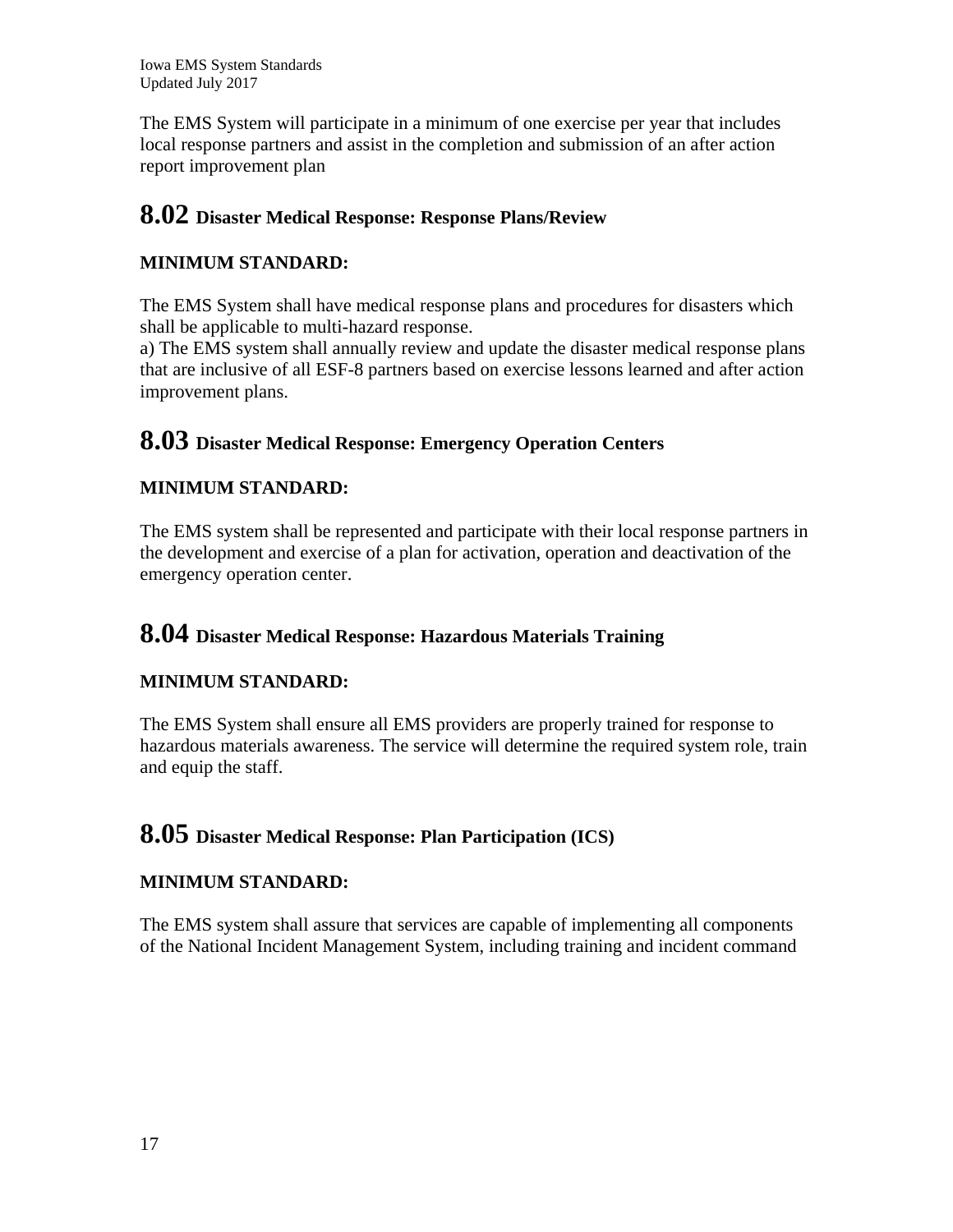The EMS System will participate in a minimum of one exercise per year that includes local response partners and assist in the completion and submission of an after action report improvement plan

## 8.02 Disaster Medical Response: Response Plans/Review

**MINIMUM STANDARD:**

The EMS System shall have medical response plans and procedures for disasters which shall be applicable to multi-hazard response.
a) The EMS system shall annually review and update the disaster medical response plans that are inclusive of all ESF-8 partners based on exercise lessons learned and after action improvement plans.

## 8.03 Disaster Medical Response: Emergency Operation Centers

**MINIMUM STANDARD:**

The EMS system shall be represented and participate with their local response partners in the development and exercise of a plan for activation, operation and deactivation of the emergency operation center.

## 8.04 Disaster Medical Response: Hazardous Materials Training

**MINIMUM STANDARD:**

The EMS System shall ensure all EMS providers are properly trained for response to hazardous materials awareness. The service will determine the required system role, train and equip the staff.

## 8.05 Disaster Medical Response: Plan Participation (ICS)

**MINIMUM STANDARD:**

The EMS system shall assure that services are capable of implementing all components of the National Incident Management System, including training and incident command